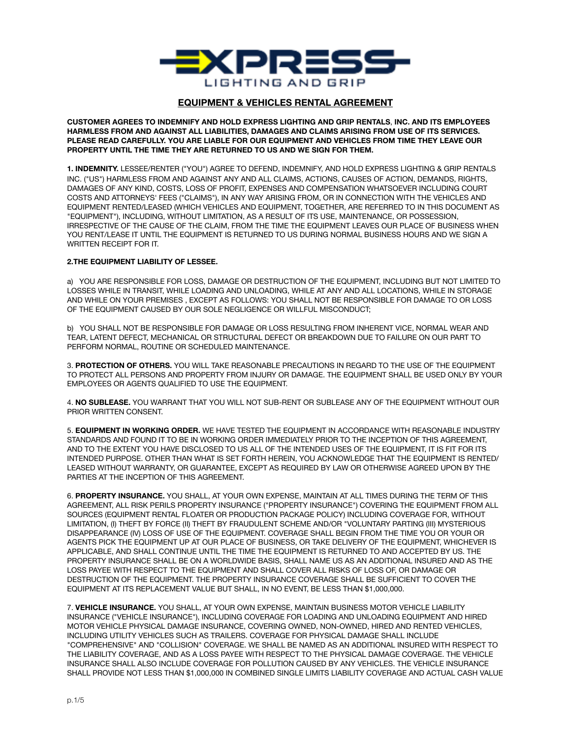# EXPRESS LIGHTING AND GRIP

## EQUIPMENT & VEHICLES RENTAL AGREEMENT

**CUSTOMER AGREES TO INDEMNIFY AND HOLD EXPRESS LIGHTING AND GRIP RENTALS, INC. AND ITS EMPLOYEES HARMLESS FROM AND AGAINST ALL LIABILITIES, DAMAGES AND CLAIMS ARISING FROM USE OF ITS SERVICES. PLEASE READ CAREFULLY. YOU ARE LIABLE FOR OUR EQUIPMENT AND VEHICLES FROM TIME THEY LEAVE OUR PROPERTY UNTIL THE TIME THEY ARE RETURNED TO US AND WE SIGN FOR THEM.**

**1. INDEMNITY.** LESSEE/RENTER ("YOU") AGREE TO DEFEND, INDEMNIFY, AND HOLD EXPRESS LIGHTING & GRIP RENTALS INC. ("US") HARMLESS FROM AND AGAINST ANY AND ALL CLAIMS, ACTIONS, CAUSES OF ACTION, DEMANDS, RIGHTS, DAMAGES OF ANY KIND, COSTS, LOSS OF PROFIT, EXPENSES AND COMPENSATION WHATSOEVER INCLUDING COURT COSTS AND ATTORNEYS' FEES ("CLAIMS"), IN ANY WAY ARISING FROM, OR IN CONNECTION WITH THE VEHICLES AND EQUIPMENT RENTED/LEASED (WHICH VEHICLES AND EQUIPMENT, TOGETHER, ARE REFERRED TO IN THIS DOCUMENT AS "EQUIPMENT"), INCLUDING, WITHOUT LIMITATION, AS A RESULT OF ITS USE, MAINTENANCE, OR POSSESSION, IRRESPECTIVE OF THE CAUSE OF THE CLAIM, FROM THE TIME THE EQUIPMENT LEAVES OUR PLACE OF BUSINESS WHEN YOU RENT/LEASE IT UNTIL THE EQUIPMENT IS RETURNED TO US DURING NORMAL BUSINESS HOURS AND WE SIGN A WRITTEN RECEIPT FOR IT.

**2.THE EQUIPMENT LIABILITY OF LESSEE.**

a) YOU ARE RESPONSIBLE FOR LOSS, DAMAGE OR DESTRUCTION OF THE EQUIPMENT, INCLUDING BUT NOT LIMITED TO LOSSES WHILE IN TRANSIT, WHILE LOADING AND UNLOADING, WHILE AT ANY AND ALL LOCATIONS, WHILE IN STORAGE AND WHILE ON YOUR PREMISES , EXCEPT AS FOLLOWS: YOU SHALL NOT BE RESPONSIBLE FOR DAMAGE TO OR LOSS OF THE EQUIPMENT CAUSED BY OUR SOLE NEGLIGENCE OR WILLFUL MISCONDUCT;

b) YOU SHALL NOT BE RESPONSIBLE FOR DAMAGE OR LOSS RESULTING FROM INHERENT VICE, NORMAL WEAR AND TEAR, LATENT DEFECT, MECHANICAL OR STRUCTURAL DEFECT OR BREAKDOWN DUE TO FAILURE ON OUR PART TO PERFORM NORMAL, ROUTINE OR SCHEDULED MAINTENANCE.

3. **PROTECTION OF OTHERS.** YOU WILL TAKE REASONABLE PRECAUTIONS IN REGARD TO THE USE OF THE EQUIPMENT TO PROTECT ALL PERSONS AND PROPERTY FROM INJURY OR DAMAGE. THE EQUIPMENT SHALL BE USED ONLY BY YOUR EMPLOYEES OR AGENTS QUALIFIED TO USE THE EQUIPMENT.

4. **NO SUBLEASE.** YOU WARRANT THAT YOU WILL NOT SUB-RENT OR SUBLEASE ANY OF THE EQUIPMENT WITHOUT OUR PRIOR WRITTEN CONSENT.

5. **EQUIPMENT IN WORKING ORDER.** WE HAVE TESTED THE EQUIPMENT IN ACCORDANCE WITH REASONABLE INDUSTRY STANDARDS AND FOUND IT TO BE IN WORKING ORDER IMMEDIATELY PRIOR TO THE INCEPTION OF THIS AGREEMENT, AND TO THE EXTENT YOU HAVE DISCLOSED TO US ALL OF THE INTENDED USES OF THE EQUIPMENT, IT IS FIT FOR ITS INTENDED PURPOSE. OTHER THAN WHAT IS SET FORTH HEREIN, YOU ACKNOWLEDGE THAT THE EQUIPMENT IS RENTED/ LEASED WITHOUT WARRANTY, OR GUARANTEE, EXCEPT AS REQUIRED BY LAW OR OTHERWISE AGREED UPON BY THE PARTIES AT THE INCEPTION OF THIS AGREEMENT.

6. **PROPERTY INSURANCE.** YOU SHALL, AT YOUR OWN EXPENSE, MAINTAIN AT ALL TIMES DURING THE TERM OF THIS AGREEMENT, ALL RISK PERILS PROPERTY INSURANCE ("PROPERTY INSURANCE") COVERING THE EQUIPMENT FROM ALL SOURCES (EQUIPMENT RENTAL FLOATER OR PRODUCTION PACKAGE POLICY) INCLUDING COVERAGE FOR, WITHOUT LIMITATION, (I) THEFT BY FORCE (II) THEFT BY FRAUDULENT SCHEME AND/OR "VOLUNTARY PARTING (III) MYSTERIOUS DISAPPEARANCE (IV) LOSS OF USE OF THE EQUIPMENT. COVERAGE SHALL BEGIN FROM THE TIME YOU OR YOUR OR AGENTS PICK THE EQUIPMENT UP AT OUR PLACE OF BUSINESS, OR TAKE DELIVERY OF THE EQUIPMENT, WHICHEVER IS APPLICABLE, AND SHALL CONTINUE UNTIL THE TIME THE EQUIPMENT IS RETURNED TO AND ACCEPTED BY US. THE PROPERTY INSURANCE SHALL BE ON A WORLDWIDE BASIS, SHALL NAME US AS AN ADDITIONAL INSURED AND AS THE LOSS PAYEE WITH RESPECT TO THE EQUIPMENT AND SHALL COVER ALL RISKS OF LOSS OF, OR DAMAGE OR DESTRUCTION OF THE EQUIPMENT. THE PROPERTY INSURANCE COVERAGE SHALL BE SUFFICIENT TO COVER THE EQUIPMENT AT ITS REPLACEMENT VALUE BUT SHALL, IN NO EVENT, BE LESS THAN $1,000,000.

7. **VEHICLE INSURANCE.** YOU SHALL, AT YOUR OWN EXPENSE, MAINTAIN BUSINESS MOTOR VEHICLE LIABILITY INSURANCE ("VEHICLE INSURANCE"), INCLUDING COVERAGE FOR LOADING AND UNLOADING EQUIPMENT AND HIRED MOTOR VEHICLE PHYSICAL DAMAGE INSURANCE, COVERING OWNED, NON-OWNED, HIRED AND RENTED VEHICLES, INCLUDING UTILITY VEHICLES SUCH AS TRAILERS. COVERAGE FOR PHYSICAL DAMAGE SHALL INCLUDE "COMPREHENSIVE" AND "COLLISION" COVERAGE. WE SHALL BE NAMED AS AN ADDITIONAL INSURED WITH RESPECT TO THE LIABILITY COVERAGE, AND AS A LOSS PAYEE WITH RESPECT TO THE PHYSICAL DAMAGE COVERAGE. THE VEHICLE INSURANCE SHALL ALSO INCLUDE COVERAGE FOR POLLUTION CAUSED BY ANY VEHICLES. THE VEHICLE INSURANCE SHALL PROVIDE NOT LESS THAN $1,000,000 IN COMBINED SINGLE LIMITS LIABILITY COVERAGE AND ACTUAL CASH VALUE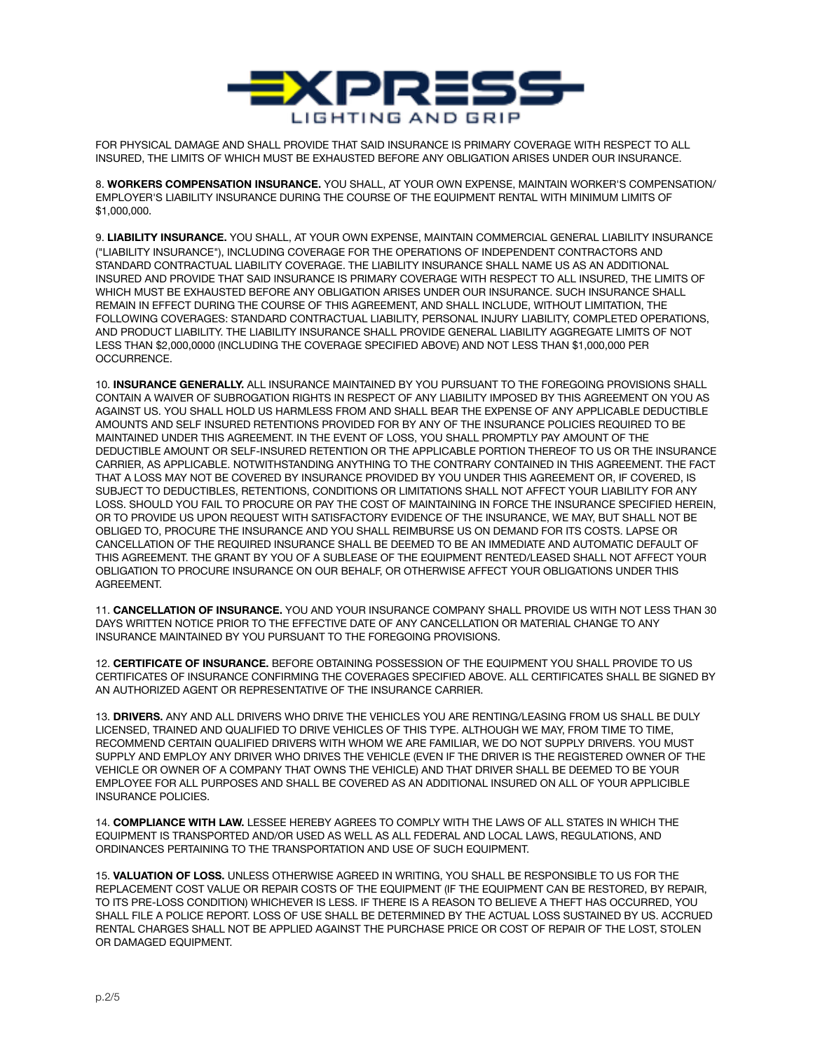FOR PHYSICAL DAMAGE AND SHALL PROVIDE THAT SAID INSURANCE IS PRIMARY COVERAGE WITH RESPECT TO ALL INSURED, THE LIMITS OF WHICH MUST BE EXHAUSTED BEFORE ANY OBLIGATION ARISES UNDER OUR INSURANCE.

8. **WORKERS COMPENSATION INSURANCE.** YOU SHALL, AT YOUR OWN EXPENSE, MAINTAIN WORKER'S COMPENSATION/ EMPLOYER'S LIABILITY INSURANCE DURING THE COURSE OF THE EQUIPMENT RENTAL WITH MINIMUM LIMITS OF $1,000,000.

9. **LIABILITY INSURANCE.** YOU SHALL, AT YOUR OWN EXPENSE, MAINTAIN COMMERCIAL GENERAL LIABILITY INSURANCE ("LIABILITY INSURANCE"), INCLUDING COVERAGE FOR THE OPERATIONS OF INDEPENDENT CONTRACTORS AND STANDARD CONTRACTUAL LIABILITY COVERAGE. THE LIABILITY INSURANCE SHALL NAME US AS AN ADDITIONAL INSURED AND PROVIDE THAT SAID INSURANCE IS PRIMARY COVERAGE WITH RESPECT TO ALL INSURED, THE LIMITS OF WHICH MUST BE EXHAUSTED BEFORE ANY OBLIGATION ARISES UNDER OUR INSURANCE. SUCH INSURANCE SHALL REMAIN IN EFFECT DURING THE COURSE OF THIS AGREEMENT, AND SHALL INCLUDE, WITHOUT LIMITATION, THE FOLLOWING COVERAGES: STANDARD CONTRACTUAL LIABILITY, PERSONAL INJURY LIABILITY, COMPLETED OPERATIONS, AND PRODUCT LIABILITY. THE LIABILITY INSURANCE SHALL PROVIDE GENERAL LIABILITY AGGREGATE LIMITS OF NOT LESS THAN $2,000,0000 (INCLUDING THE COVERAGE SPECIFIED ABOVE) AND NOT LESS THAN $1,000,000 PER OCCURRENCE.

10. **INSURANCE GENERALLY.** ALL INSURANCE MAINTAINED BY YOU PURSUANT TO THE FOREGOING PROVISIONS SHALL CONTAIN A WAIVER OF SUBROGATION RIGHTS IN RESPECT OF ANY LIABILITY IMPOSED BY THIS AGREEMENT ON YOU AS AGAINST US. YOU SHALL HOLD US HARMLESS FROM AND SHALL BEAR THE EXPENSE OF ANY APPLICABLE DEDUCTIBLE AMOUNTS AND SELF INSURED RETENTIONS PROVIDED FOR BY ANY OF THE INSURANCE POLICIES REQUIRED TO BE MAINTAINED UNDER THIS AGREEMENT. IN THE EVENT OF LOSS, YOU SHALL PROMPTLY PAY AMOUNT OF THE DEDUCTIBLE AMOUNT OR SELF-INSURED RETENTION OR THE APPLICABLE PORTION THEREOF TO US OR THE INSURANCE CARRIER, AS APPLICABLE. NOTWITHSTANDING ANYTHING TO THE CONTRARY CONTAINED IN THIS AGREEMENT. THE FACT THAT A LOSS MAY NOT BE COVERED BY INSURANCE PROVIDED BY YOU UNDER THIS AGREEMENT OR, IF COVERED, IS SUBJECT TO DEDUCTIBLES, RETENTIONS, CONDITIONS OR LIMITATIONS SHALL NOT AFFECT YOUR LIABILITY FOR ANY LOSS. SHOULD YOU FAIL TO PROCURE OR PAY THE COST OF MAINTAINING IN FORCE THE INSURANCE SPECIFIED HEREIN, OR TO PROVIDE US UPON REQUEST WITH SATISFACTORY EVIDENCE OF THE INSURANCE, WE MAY, BUT SHALL NOT BE OBLIGED TO, PROCURE THE INSURANCE AND YOU SHALL REIMBURSE US ON DEMAND FOR ITS COSTS. LAPSE OR CANCELLATION OF THE REQUIRED INSURANCE SHALL BE DEEMED TO BE AN IMMEDIATE AND AUTOMATIC DEFAULT OF THIS AGREEMENT. THE GRANT BY YOU OF A SUBLEASE OF THE EQUIPMENT RENTED/LEASED SHALL NOT AFFECT YOUR OBLIGATION TO PROCURE INSURANCE ON OUR BEHALF, OR OTHERWISE AFFECT YOUR OBLIGATIONS UNDER THIS AGREEMENT.

11. **CANCELLATION OF INSURANCE.** YOU AND YOUR INSURANCE COMPANY SHALL PROVIDE US WITH NOT LESS THAN 30 DAYS WRITTEN NOTICE PRIOR TO THE EFFECTIVE DATE OF ANY CANCELLATION OR MATERIAL CHANGE TO ANY INSURANCE MAINTAINED BY YOU PURSUANT TO THE FOREGOING PROVISIONS.

12. **CERTIFICATE OF INSURANCE.** BEFORE OBTAINING POSSESSION OF THE EQUIPMENT YOU SHALL PROVIDE TO US CERTIFICATES OF INSURANCE CONFIRMING THE COVERAGES SPECIFIED ABOVE. ALL CERTIFICATES SHALL BE SIGNED BY AN AUTHORIZED AGENT OR REPRESENTATIVE OF THE INSURANCE CARRIER.

13. **DRIVERS.** ANY AND ALL DRIVERS WHO DRIVE THE VEHICLES YOU ARE RENTING/LEASING FROM US SHALL BE DULY LICENSED, TRAINED AND QUALIFIED TO DRIVE VEHICLES OF THIS TYPE. ALTHOUGH WE MAY, FROM TIME TO TIME, RECOMMEND CERTAIN QUALIFIED DRIVERS WITH WHOM WE ARE FAMILIAR, WE DO NOT SUPPLY DRIVERS. YOU MUST SUPPLY AND EMPLOY ANY DRIVER WHO DRIVES THE VEHICLE (EVEN IF THE DRIVER IS THE REGISTERED OWNER OF THE VEHICLE OR OWNER OF A COMPANY THAT OWNS THE VEHICLE) AND THAT DRIVER SHALL BE DEEMED TO BE YOUR EMPLOYEE FOR ALL PURPOSES AND SHALL BE COVERED AS AN ADDITIONAL INSURED ON ALL OF YOUR APPLICIBLE INSURANCE POLICIES.

14. **COMPLIANCE WITH LAW.** LESSEE HEREBY AGREES TO COMPLY WITH THE LAWS OF ALL STATES IN WHICH THE EQUIPMENT IS TRANSPORTED AND/OR USED AS WELL AS ALL FEDERAL AND LOCAL LAWS, REGULATIONS, AND ORDINANCES PERTAINING TO THE TRANSPORTATION AND USE OF SUCH EQUIPMENT.

15. **VALUATION OF LOSS.** UNLESS OTHERWISE AGREED IN WRITING, YOU SHALL BE RESPONSIBLE TO US FOR THE REPLACEMENT COST VALUE OR REPAIR COSTS OF THE EQUIPMENT (IF THE EQUIPMENT CAN BE RESTORED, BY REPAIR, TO ITS PRE-LOSS CONDITION) WHICHEVER IS LESS. IF THERE IS A REASON TO BELIEVE A THEFT HAS OCCURRED, YOU SHALL FILE A POLICE REPORT. LOSS OF USE SHALL BE DETERMINED BY THE ACTUAL LOSS SUSTAINED BY US. ACCRUED RENTAL CHARGES SHALL NOT BE APPLIED AGAINST THE PURCHASE PRICE OR COST OF REPAIR OF THE LOST, STOLEN OR DAMAGED EQUIPMENT.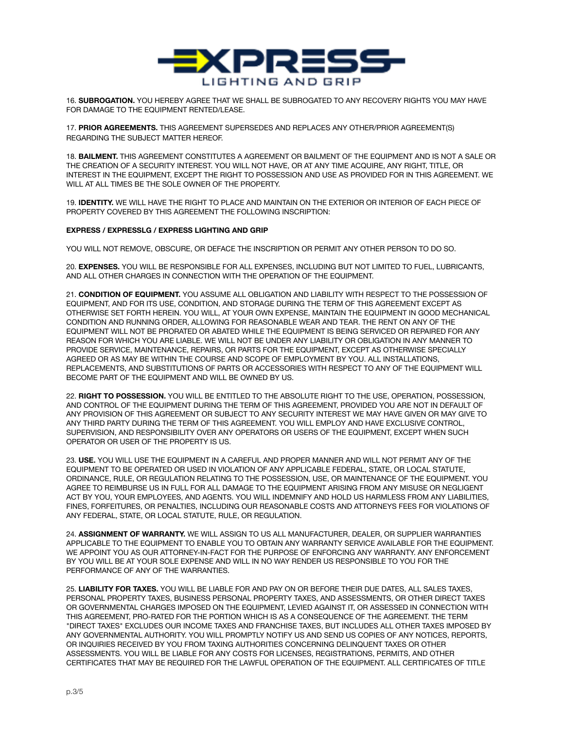16. **SUBROGATION.** YOU HEREBY AGREE THAT WE SHALL BE SUBROGATED TO ANY RECOVERY RIGHTS YOU MAY HAVE FOR DAMAGE TO THE EQUIPMENT RENTED/LEASE.

17. **PRIOR AGREEMENTS.** THIS AGREEMENT SUPERSEDES AND REPLACES ANY OTHER/PRIOR AGREEMENT(S) REGARDING THE SUBJECT MATTER HEREOF.

18. **BAILMENT.** THIS AGREEMENT CONSTITUTES A AGREEMENT OR BAILMENT OF THE EQUIPMENT AND IS NOT A SALE OR THE CREATION OF A SECURITY INTEREST. YOU WILL NOT HAVE, OR AT ANY TIME ACQUIRE, ANY RIGHT, TITLE, OR INTEREST IN THE EQUIPMENT, EXCEPT THE RIGHT TO POSSESSION AND USE AS PROVIDED FOR IN THIS AGREEMENT. WE WILL AT ALL TIMES BE THE SOLE OWNER OF THE PROPERTY.

19. **IDENTITY.** WE WILL HAVE THE RIGHT TO PLACE AND MAINTAIN ON THE EXTERIOR OR INTERIOR OF EACH PIECE OF PROPERTY COVERED BY THIS AGREEMENT THE FOLLOWING INSCRIPTION:

**EXPRESS / EXPRESSLG / EXPRESS LIGHTING AND GRIP**

YOU WILL NOT REMOVE, OBSCURE, OR DEFACE THE INSCRIPTION OR PERMIT ANY OTHER PERSON TO DO SO.

20. **EXPENSES.** YOU WILL BE RESPONSIBLE FOR ALL EXPENSES, INCLUDING BUT NOT LIMITED TO FUEL, LUBRICANTS, AND ALL OTHER CHARGES IN CONNECTION WITH THE OPERATION OF THE EQUIPMENT.

21. **CONDITION OF EQUIPMENT.** YOU ASSUME ALL OBLIGATION AND LIABILITY WITH RESPECT TO THE POSSESSION OF EQUIPMENT, AND FOR ITS USE, CONDITION, AND STORAGE DURING THE TERM OF THIS AGREEMENT EXCEPT AS OTHERWISE SET FORTH HEREIN. YOU WILL, AT YOUR OWN EXPENSE, MAINTAIN THE EQUIPMENT IN GOOD MECHANICAL CONDITION AND RUNNING ORDER, ALLOWING FOR REASONABLE WEAR AND TEAR. THE RENT ON ANY OF THE EQUIPMENT WILL NOT BE PRORATED OR ABATED WHILE THE EQUIPMENT IS BEING SERVICED OR REPAIRED FOR ANY REASON FOR WHICH YOU ARE LIABLE. WE WILL NOT BE UNDER ANY LIABILITY OR OBLIGATION IN ANY MANNER TO PROVIDE SERVICE, MAINTENANCE, REPAIRS, OR PARTS FOR THE EQUIPMENT, EXCEPT AS OTHERWISE SPECIALLY AGREED OR AS MAY BE WITHIN THE COURSE AND SCOPE OF EMPLOYMENT BY YOU. ALL INSTALLATIONS, REPLACEMENTS, AND SUBSTITUTIONS OF PARTS OR ACCESSORIES WITH RESPECT TO ANY OF THE EQUIPMENT WILL BECOME PART OF THE EQUIPMENT AND WILL BE OWNED BY US.

22. **RIGHT TO POSSESSION.** YOU WILL BE ENTITLED TO THE ABSOLUTE RIGHT TO THE USE, OPERATION, POSSESSION, AND CONTROL OF THE EQUIPMENT DURING THE TERM OF THIS AGREEMENT, PROVIDED YOU ARE NOT IN DEFAULT OF ANY PROVISION OF THIS AGREEMENT OR SUBJECT TO ANY SECURITY INTEREST WE MAY HAVE GIVEN OR MAY GIVE TO ANY THIRD PARTY DURING THE TERM OF THIS AGREEMENT. YOU WILL EMPLOY AND HAVE EXCLUSIVE CONTROL, SUPERVISION, AND RESPONSIBILITY OVER ANY OPERATORS OR USERS OF THE EQUIPMENT, EXCEPT WHEN SUCH OPERATOR OR USER OF THE PROPERTY IS US.

23. **USE.** YOU WILL USE THE EQUIPMENT IN A CAREFUL AND PROPER MANNER AND WILL NOT PERMIT ANY OF THE EQUIPMENT TO BE OPERATED OR USED IN VIOLATION OF ANY APPLICABLE FEDERAL, STATE, OR LOCAL STATUTE, ORDINANCE, RULE, OR REGULATION RELATING TO THE POSSESSION, USE, OR MAINTENANCE OF THE EQUIPMENT. YOU AGREE TO REIMBURSE US IN FULL FOR ALL DAMAGE TO THE EQUIPMENT ARISING FROM ANY MISUSE OR NEGLIGENT ACT BY YOU, YOUR EMPLOYEES, AND AGENTS. YOU WILL INDEMNIFY AND HOLD US HARMLESS FROM ANY LIABILITIES, FINES, FORFEITURES, OR PENALTIES, INCLUDING OUR REASONABLE COSTS AND ATTORNEYS FEES FOR VIOLATIONS OF ANY FEDERAL, STATE, OR LOCAL STATUTE, RULE, OR REGULATION.

24. **ASSIGNMENT OF WARRANTY.** WE WILL ASSIGN TO US ALL MANUFACTURER, DEALER, OR SUPPLIER WARRANTIES APPLICABLE TO THE EQUIPMENT TO ENABLE YOU TO OBTAIN ANY WARRANTY SERVICE AVAILABLE FOR THE EQUIPMENT. WE APPOINT YOU AS OUR ATTORNEY-IN-FACT FOR THE PURPOSE OF ENFORCING ANY WARRANTY. ANY ENFORCEMENT BY YOU WILL BE AT YOUR SOLE EXPENSE AND WILL IN NO WAY RENDER US RESPONSIBLE TO YOU FOR THE PERFORMANCE OF ANY OF THE WARRANTIES.

25. **LIABILITY FOR TAXES.** YOU WILL BE LIABLE FOR AND PAY ON OR BEFORE THEIR DUE DATES, ALL SALES TAXES, PERSONAL PROPERTY TAXES, BUSINESS PERSONAL PROPERTY TAXES, AND ASSESSMENTS, OR OTHER DIRECT TAXES OR GOVERNMENTAL CHARGES IMPOSED ON THE EQUIPMENT, LEVIED AGAINST IT, OR ASSESSED IN CONNECTION WITH THIS AGREEMENT, PRO-RATED FOR THE PORTION WHICH IS AS A CONSEQUENCE OF THE AGREEMENT. THE TERM "DIRECT TAXES" EXCLUDES OUR INCOME TAXES AND FRANCHISE TAXES, BUT INCLUDES ALL OTHER TAXES IMPOSED BY ANY GOVERNMENTAL AUTHORITY. YOU WILL PROMPTLY NOTIFY US AND SEND US COPIES OF ANY NOTICES, REPORTS, OR INQUIRIES RECEIVED BY YOU FROM TAXING AUTHORITIES CONCERNING DELINQUENT TAXES OR OTHER ASSESSMENTS. YOU WILL BE LIABLE FOR ANY COSTS FOR LICENSES, REGISTRATIONS, PERMITS, AND OTHER CERTIFICATES THAT MAY BE REQUIRED FOR THE LAWFUL OPERATION OF THE EQUIPMENT. ALL CERTIFICATES OF TITLE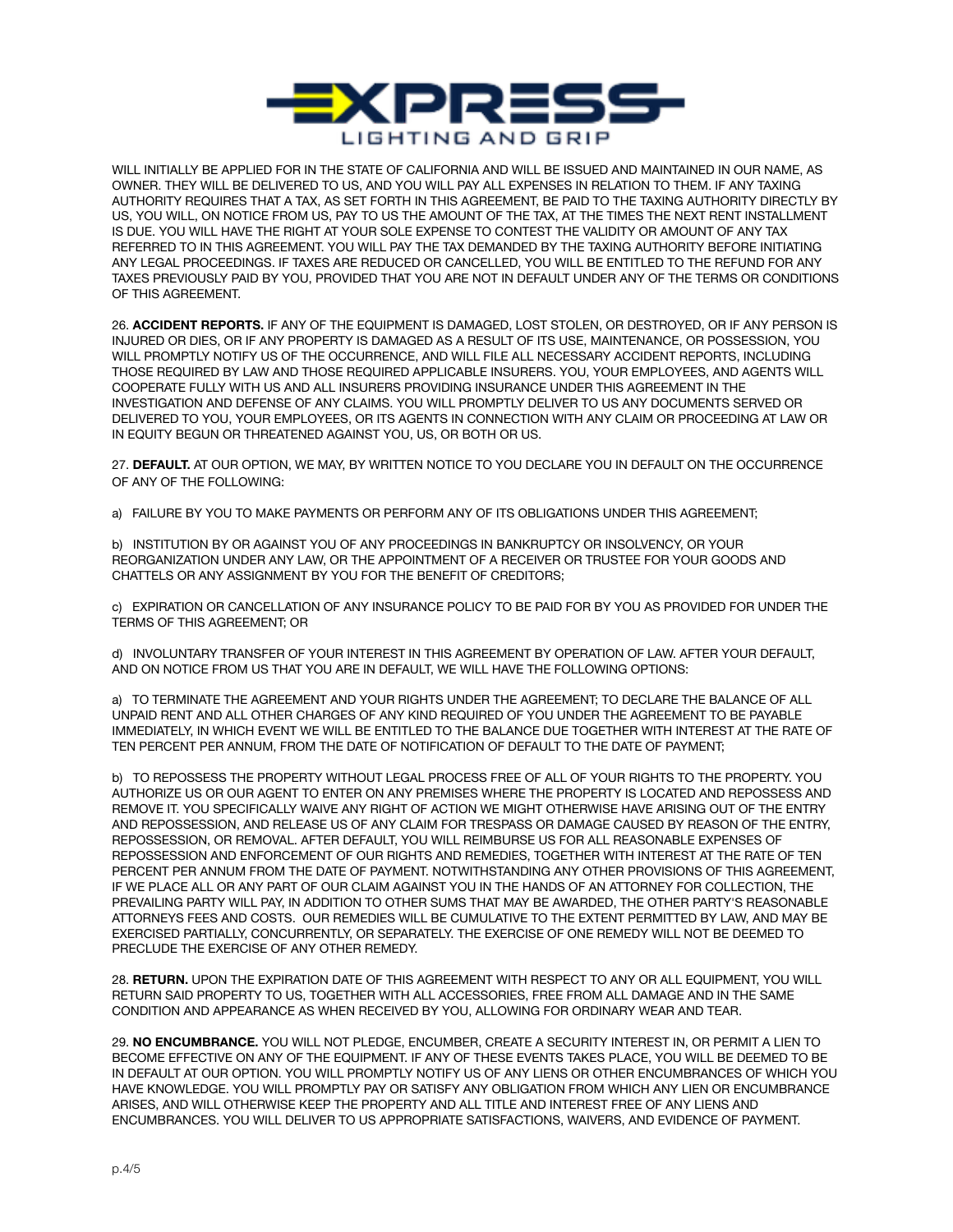WILL INITIALLY BE APPLIED FOR IN THE STATE OF CALIFORNIA AND WILL BE ISSUED AND MAINTAINED IN OUR NAME, AS OWNER. THEY WILL BE DELIVERED TO US, AND YOU WILL PAY ALL EXPENSES IN RELATION TO THEM. IF ANY TAXING AUTHORITY REQUIRES THAT A TAX, AS SET FORTH IN THIS AGREEMENT, BE PAID TO THE TAXING AUTHORITY DIRECTLY BY US, YOU WILL, ON NOTICE FROM US, PAY TO US THE AMOUNT OF THE TAX, AT THE TIMES THE NEXT RENT INSTALLMENT IS DUE. YOU WILL HAVE THE RIGHT AT YOUR SOLE EXPENSE TO CONTEST THE VALIDITY OR AMOUNT OF ANY TAX REFERRED TO IN THIS AGREEMENT. YOU WILL PAY THE TAX DEMANDED BY THE TAXING AUTHORITY BEFORE INITIATING ANY LEGAL PROCEEDINGS. IF TAXES ARE REDUCED OR CANCELLED, YOU WILL BE ENTITLED TO THE REFUND FOR ANY TAXES PREVIOUSLY PAID BY YOU, PROVIDED THAT YOU ARE NOT IN DEFAULT UNDER ANY OF THE TERMS OR CONDITIONS OF THIS AGREEMENT.

26. **ACCIDENT REPORTS.** IF ANY OF THE EQUIPMENT IS DAMAGED, LOST STOLEN, OR DESTROYED, OR IF ANY PERSON IS INJURED OR DIES, OR IF ANY PROPERTY IS DAMAGED AS A RESULT OF ITS USE, MAINTENANCE, OR POSSESSION, YOU WILL PROMPTLY NOTIFY US OF THE OCCURRENCE, AND WILL FILE ALL NECESSARY ACCIDENT REPORTS, INCLUDING THOSE REQUIRED BY LAW AND THOSE REQUIRED APPLICABLE INSURERS. YOU, YOUR EMPLOYEES, AND AGENTS WILL COOPERATE FULLY WITH US AND ALL INSURERS PROVIDING INSURANCE UNDER THIS AGREEMENT IN THE INVESTIGATION AND DEFENSE OF ANY CLAIMS. YOU WILL PROMPTLY DELIVER TO US ANY DOCUMENTS SERVED OR DELIVERED TO YOU, YOUR EMPLOYEES, OR ITS AGENTS IN CONNECTION WITH ANY CLAIM OR PROCEEDING AT LAW OR IN EQUITY BEGUN OR THREATENED AGAINST YOU, US, OR BOTH OR US.

27. **DEFAULT.** AT OUR OPTION, WE MAY, BY WRITTEN NOTICE TO YOU DECLARE YOU IN DEFAULT ON THE OCCURRENCE OF ANY OF THE FOLLOWING:

a) FAILURE BY YOU TO MAKE PAYMENTS OR PERFORM ANY OF ITS OBLIGATIONS UNDER THIS AGREEMENT;

b) INSTITUTION BY OR AGAINST YOU OF ANY PROCEEDINGS IN BANKRUPTCY OR INSOLVENCY, OR YOUR REORGANIZATION UNDER ANY LAW, OR THE APPOINTMENT OF A RECEIVER OR TRUSTEE FOR YOUR GOODS AND CHATTELS OR ANY ASSIGNMENT BY YOU FOR THE BENEFIT OF CREDITORS;

c) EXPIRATION OR CANCELLATION OF ANY INSURANCE POLICY TO BE PAID FOR BY YOU AS PROVIDED FOR UNDER THE TERMS OF THIS AGREEMENT; OR

d) INVOLUNTARY TRANSFER OF YOUR INTEREST IN THIS AGREEMENT BY OPERATION OF LAW. AFTER YOUR DEFAULT, AND ON NOTICE FROM US THAT YOU ARE IN DEFAULT, WE WILL HAVE THE FOLLOWING OPTIONS:

a) TO TERMINATE THE AGREEMENT AND YOUR RIGHTS UNDER THE AGREEMENT; TO DECLARE THE BALANCE OF ALL UNPAID RENT AND ALL OTHER CHARGES OF ANY KIND REQUIRED OF YOU UNDER THE AGREEMENT TO BE PAYABLE IMMEDIATELY, IN WHICH EVENT WE WILL BE ENTITLED TO THE BALANCE DUE TOGETHER WITH INTEREST AT THE RATE OF TEN PERCENT PER ANNUM, FROM THE DATE OF NOTIFICATION OF DEFAULT TO THE DATE OF PAYMENT;

b) TO REPOSSESS THE PROPERTY WITHOUT LEGAL PROCESS FREE OF ALL OF YOUR RIGHTS TO THE PROPERTY. YOU AUTHORIZE US OR OUR AGENT TO ENTER ON ANY PREMISES WHERE THE PROPERTY IS LOCATED AND REPOSSESS AND REMOVE IT. YOU SPECIFICALLY WAIVE ANY RIGHT OF ACTION WE MIGHT OTHERWISE HAVE ARISING OUT OF THE ENTRY AND REPOSSESSION, AND RELEASE US OF ANY CLAIM FOR TRESPASS OR DAMAGE CAUSED BY REASON OF THE ENTRY, REPOSSESSION, OR REMOVAL. AFTER DEFAULT, YOU WILL REIMBURSE US FOR ALL REASONABLE EXPENSES OF REPOSSESSION AND ENFORCEMENT OF OUR RIGHTS AND REMEDIES, TOGETHER WITH INTEREST AT THE RATE OF TEN PERCENT PER ANNUM FROM THE DATE OF PAYMENT. NOTWITHSTANDING ANY OTHER PROVISIONS OF THIS AGREEMENT, IF WE PLACE ALL OR ANY PART OF OUR CLAIM AGAINST YOU IN THE HANDS OF AN ATTORNEY FOR COLLECTION, THE PREVAILING PARTY WILL PAY, IN ADDITION TO OTHER SUMS THAT MAY BE AWARDED, THE OTHER PARTY'S REASONABLE ATTORNEYS FEES AND COSTS. OUR REMEDIES WILL BE CUMULATIVE TO THE EXTENT PERMITTED BY LAW, AND MAY BE EXERCISED PARTIALLY, CONCURRENTLY, OR SEPARATELY. THE EXERCISE OF ONE REMEDY WILL NOT BE DEEMED TO PRECLUDE THE EXERCISE OF ANY OTHER REMEDY.

28. **RETURN.** UPON THE EXPIRATION DATE OF THIS AGREEMENT WITH RESPECT TO ANY OR ALL EQUIPMENT, YOU WILL RETURN SAID PROPERTY TO US, TOGETHER WITH ALL ACCESSORIES, FREE FROM ALL DAMAGE AND IN THE SAME CONDITION AND APPEARANCE AS WHEN RECEIVED BY YOU, ALLOWING FOR ORDINARY WEAR AND TEAR.

29. **NO ENCUMBRANCE.** YOU WILL NOT PLEDGE, ENCUMBER, CREATE A SECURITY INTEREST IN, OR PERMIT A LIEN TO BECOME EFFECTIVE ON ANY OF THE EQUIPMENT. IF ANY OF THESE EVENTS TAKES PLACE, YOU WILL BE DEEMED TO BE IN DEFAULT AT OUR OPTION. YOU WILL PROMPTLY NOTIFY US OF ANY LIENS OR OTHER ENCUMBRANCES OF WHICH YOU HAVE KNOWLEDGE. YOU WILL PROMPTLY PAY OR SATISFY ANY OBLIGATION FROM WHICH ANY LIEN OR ENCUMBRANCE ARISES, AND WILL OTHERWISE KEEP THE PROPERTY AND ALL TITLE AND INTEREST FREE OF ANY LIENS AND ENCUMBRANCES. YOU WILL DELIVER TO US APPROPRIATE SATISFACTIONS, WAIVERS, AND EVIDENCE OF PAYMENT.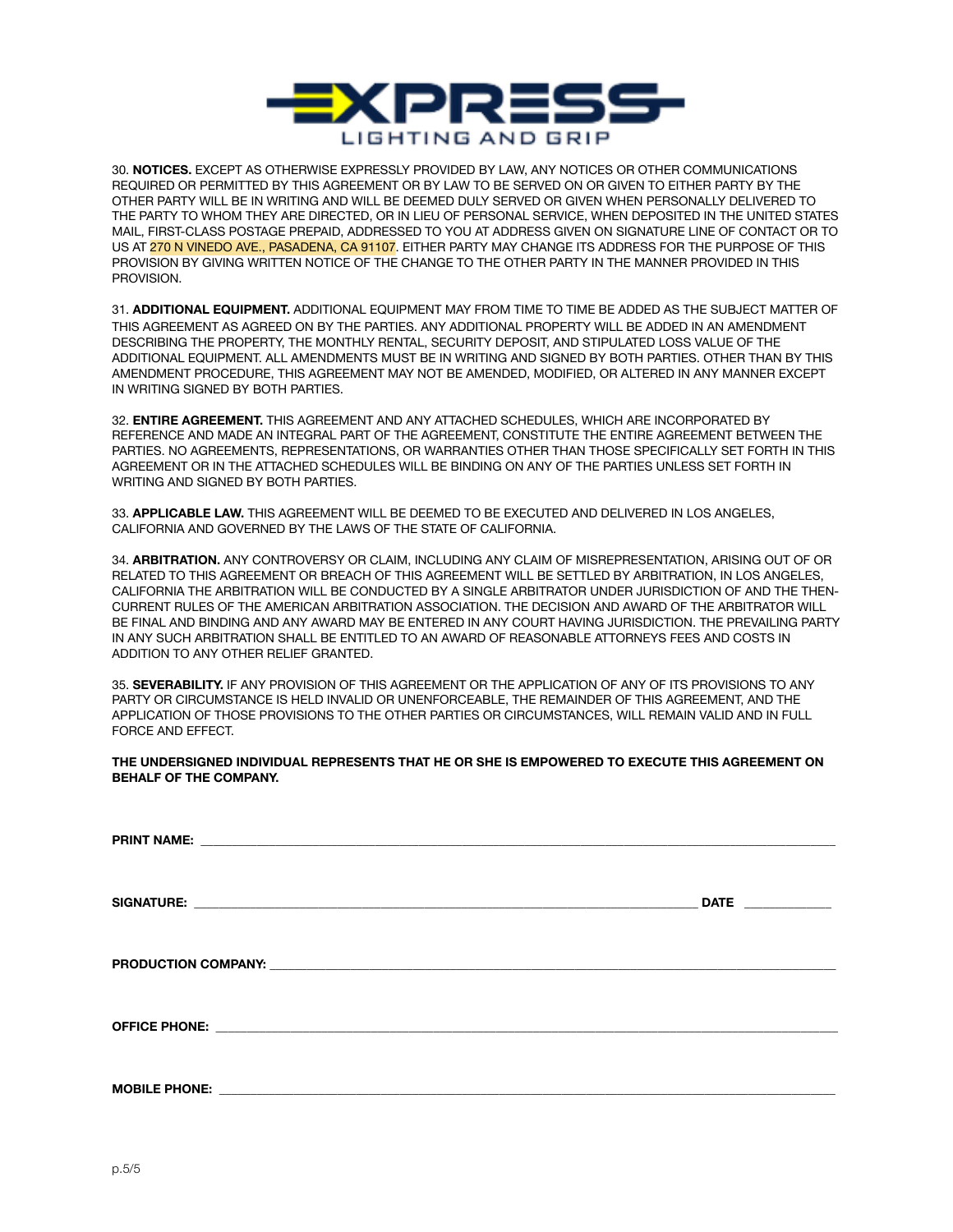30. **NOTICES.** EXCEPT AS OTHERWISE EXPRESSLY PROVIDED BY LAW, ANY NOTICES OR OTHER COMMUNICATIONS REQUIRED OR PERMITTED BY THIS AGREEMENT OR BY LAW TO BE SERVED ON OR GIVEN TO EITHER PARTY BY THE OTHER PARTY WILL BE IN WRITING AND WILL BE DEEMED DULY SERVED OR GIVEN WHEN PERSONALLY DELIVERED TO THE PARTY TO WHOM THEY ARE DIRECTED, OR IN LIEU OF PERSONAL SERVICE, WHEN DEPOSITED IN THE UNITED STATES MAIL, FIRST-CLASS POSTAGE PREPAID, ADDRESSED TO YOU AT ADDRESS GIVEN ON SIGNATURE LINE OF CONTACT OR TO US AT 270 N VINEDO AVE., PASADENA, CA 91107. EITHER PARTY MAY CHANGE ITS ADDRESS FOR THE PURPOSE OF THIS PROVISION BY GIVING WRITTEN NOTICE OF THE CHANGE TO THE OTHER PARTY IN THE MANNER PROVIDED IN THIS PROVISION.

31. **ADDITIONAL EQUIPMENT.** ADDITIONAL EQUIPMENT MAY FROM TIME TO TIME BE ADDED AS THE SUBJECT MATTER OF THIS AGREEMENT AS AGREED ON BY THE PARTIES. ANY ADDITIONAL PROPERTY WILL BE ADDED IN AN AMENDMENT DESCRIBING THE PROPERTY, THE MONTHLY RENTAL, SECURITY DEPOSIT, AND STIPULATED LOSS VALUE OF THE ADDITIONAL EQUIPMENT. ALL AMENDMENTS MUST BE IN WRITING AND SIGNED BY BOTH PARTIES. OTHER THAN BY THIS AMENDMENT PROCEDURE, THIS AGREEMENT MAY NOT BE AMENDED, MODIFIED, OR ALTERED IN ANY MANNER EXCEPT IN WRITING SIGNED BY BOTH PARTIES.

32. **ENTIRE AGREEMENT.** THIS AGREEMENT AND ANY ATTACHED SCHEDULES, WHICH ARE INCORPORATED BY REFERENCE AND MADE AN INTEGRAL PART OF THE AGREEMENT, CONSTITUTE THE ENTIRE AGREEMENT BETWEEN THE PARTIES. NO AGREEMENTS, REPRESENTATIONS, OR WARRANTIES OTHER THAN THOSE SPECIFICALLY SET FORTH IN THIS AGREEMENT OR IN THE ATTACHED SCHEDULES WILL BE BINDING ON ANY OF THE PARTIES UNLESS SET FORTH IN WRITING AND SIGNED BY BOTH PARTIES.

33. **APPLICABLE LAW.** THIS AGREEMENT WILL BE DEEMED TO BE EXECUTED AND DELIVERED IN LOS ANGELES, CALIFORNIA AND GOVERNED BY THE LAWS OF THE STATE OF CALIFORNIA.

34. **ARBITRATION.** ANY CONTROVERSY OR CLAIM, INCLUDING ANY CLAIM OF MISREPRESENTATION, ARISING OUT OF OR RELATED TO THIS AGREEMENT OR BREACH OF THIS AGREEMENT WILL BE SETTLED BY ARBITRATION, IN LOS ANGELES, CALIFORNIA THE ARBITRATION WILL BE CONDUCTED BY A SINGLE ARBITRATOR UNDER JURISDICTION OF AND THE THEN-CURRENT RULES OF THE AMERICAN ARBITRATION ASSOCIATION. THE DECISION AND AWARD OF THE ARBITRATOR WILL BE FINAL AND BINDING AND ANY AWARD MAY BE ENTERED IN ANY COURT HAVING JURISDICTION. THE PREVAILING PARTY IN ANY SUCH ARBITRATION SHALL BE ENTITLED TO AN AWARD OF REASONABLE ATTORNEYS FEES AND COSTS IN ADDITION TO ANY OTHER RELIEF GRANTED.

35. **SEVERABILITY.** IF ANY PROVISION OF THIS AGREEMENT OR THE APPLICATION OF ANY OF ITS PROVISIONS TO ANY PARTY OR CIRCUMSTANCE IS HELD INVALID OR UNENFORCEABLE, THE REMAINDER OF THIS AGREEMENT, AND THE APPLICATION OF THOSE PROVISIONS TO THE OTHER PARTIES OR CIRCUMSTANCES, WILL REMAIN VALID AND IN FULL FORCE AND EFFECT.

**THE UNDERSIGNED INDIVIDUAL REPRESENTS THAT HE OR SHE IS EMPOWERED TO EXECUTE THIS AGREEMENT ON BEHALF OF THE COMPANY.**

**PRINT NAME:** ______________________________

**SIGNATURE:** ______________________________ **DATE** ____________

**PRODUCTION COMPANY:** ______________________________

**OFFICE PHONE:** ______________________________

**MOBILE PHONE:** ______________________________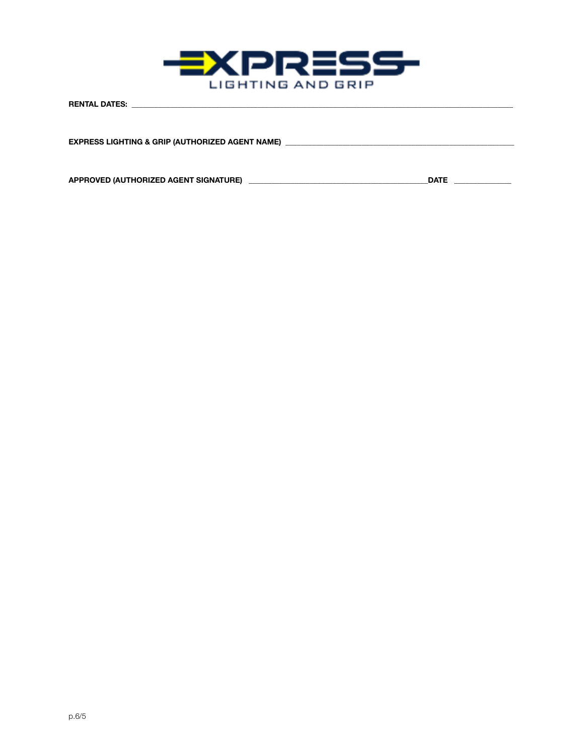**EXPRESS**

LIGHTING AND GRIP

**RENTAL DATES:** ______________________________________________________________________________________________

**EXPRESS LIGHTING & GRIP (AUTHORIZED AGENT NAME)** ____________________________________________________________

**APPROVED (AUTHORIZED AGENT SIGNATURE)** ___________________________________________**DATE** _____________